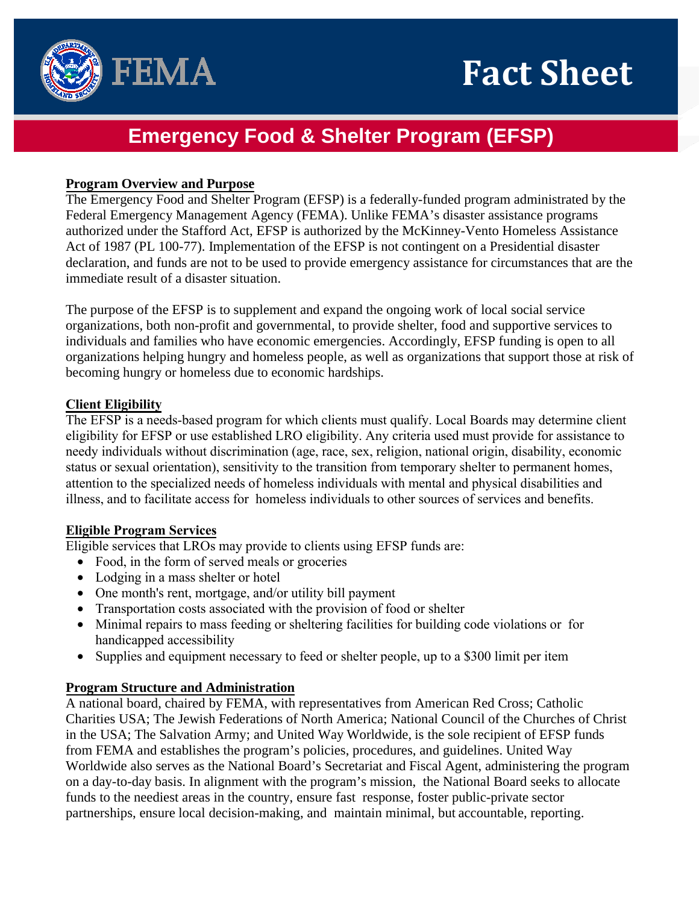# Fact Sheet

## Emergency Food & Shelter Program (EFSP)

### Program Overview and Purpose

The Emergency Food and Shelter Program (EFSP) is a federally-funded program administrated by the Federal Emergency Management Agency (FEMA). Unlike FEMA's disaster assistance programs authorized under the Stafford Act, EFSP is authorized by the McKinney-Vento Homeless Assistance Act of 1987 (PL 100-77). Implementation of the EFSP is not contingent on a Presidential disaster declaration, and funds are not to be used to provide emergency assistance for circumstances that are the immediate result of a disaster situation.

The purpose of the EFSP is to supplement and expand the ongoing work of local social service organizations, both non-profit and governmental, to provide shelter, food and supportive services to individuals and families who have economic emergencies. Accordingly, EFSP funding is open to all organizations helping hungry and homeless people, as well as organizations that support those at risk of becoming hungry or homeless due to economic hardships.

### Client Eligibility

The EFSP is a needs-based program for which clients must qualify. Local Boards may determine client eligibility for EFSP or use established LRO eligibility. Any criteria used must provide for assistance to needy individuals without discrimination (age, race, sex, religion, national origin, disability, economic status or sexual orientation), sensitivity to the transition from temporary shelter to permanent homes, attention to the specialized needs of homeless individuals with mental and physical disabilities and illness, and to facilitate access for homeless individuals to other sources of services and benefits.

### Eligible Program Services

Eligible services that LROs may provide to clients using EFSP funds are:

- Food, in the form of served meals or groceries
- Lodging in a mass shelter or hotel
- One month's rent, mortgage, and/or utility bill payment
- Transportation costs associated with the provision of food or shelter
- Minimal repairs to mass feeding or sheltering facilities for building code violations or for handicapped accessibility
- Supplies and equipment necessary to feed or shelter people, up to a $300 limit per item

### Program Structure and Administration

A national board, chaired by FEMA, with representatives from American Red Cross; Catholic Charities USA; The Jewish Federations of North America; National Council of the Churches of Christ in the USA; The Salvation Army; and United Way Worldwide, is the sole recipient of EFSP funds from FEMA and establishes the program's policies, procedures, and guidelines. United Way Worldwide also serves as the National Board's Secretariat and Fiscal Agent, administering the program on a day-to-day basis. In alignment with the program's mission, the National Board seeks to allocate funds to the neediest areas in the country, ensure fast response, foster public-private sector partnerships, ensure local decision-making, and maintain minimal, but accountable, reporting.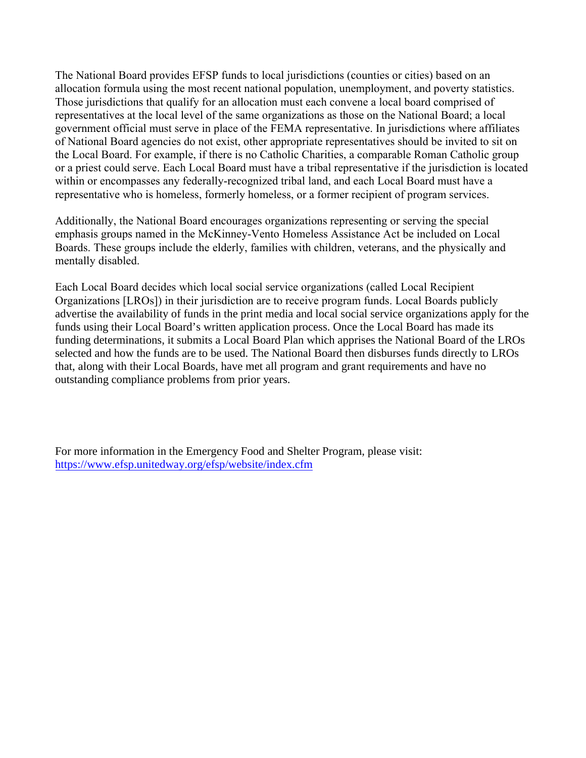The National Board provides EFSP funds to local jurisdictions (counties or cities) based on an allocation formula using the most recent national population, unemployment, and poverty statistics. Those jurisdictions that qualify for an allocation must each convene a local board comprised of representatives at the local level of the same organizations as those on the National Board; a local government official must serve in place of the FEMA representative. In jurisdictions where affiliates of National Board agencies do not exist, other appropriate representatives should be invited to sit on the Local Board. For example, if there is no Catholic Charities, a comparable Roman Catholic group or a priest could serve. Each Local Board must have a tribal representative if the jurisdiction is located within or encompasses any federally-recognized tribal land, and each Local Board must have a representative who is homeless, formerly homeless, or a former recipient of program services.

Additionally, the National Board encourages organizations representing or serving the special emphasis groups named in the McKinney-Vento Homeless Assistance Act be included on Local Boards. These groups include the elderly, families with children, veterans, and the physically and mentally disabled.

Each Local Board decides which local social service organizations (called Local Recipient Organizations [LROs]) in their jurisdiction are to receive program funds. Local Boards publicly advertise the availability of funds in the print media and local social service organizations apply for the funds using their Local Board's written application process. Once the Local Board has made its funding determinations, it submits a Local Board Plan which apprises the National Board of the LROs selected and how the funds are to be used. The National Board then disburses funds directly to LROs that, along with their Local Boards, have met all program and grant requirements and have no outstanding compliance problems from prior years.

For more information in the Emergency Food and Shelter Program, please visit: https://www.efsp.unitedway.org/efsp/website/index.cfm